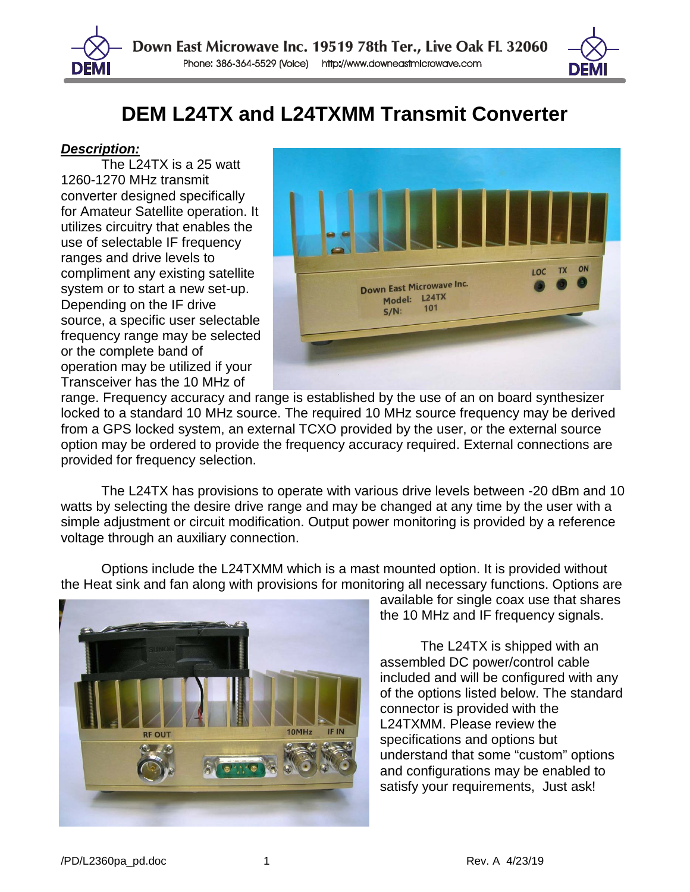# DEM L24TX and L24TXMM Transmit Converter

***Description:***

The L24TX is a 25 watt 1260-1270 MHz transmit converter designed specifically for Amateur Satellite operation. It utilizes circuitry that enables the use of selectable IF frequency ranges and drive levels to compliment any existing satellite system or to start a new set-up. Depending on the IF drive source, a specific user selectable frequency range may be selected or the complete band of operation may be utilized if your Transceiver has the 10 MHz of range. Frequency accuracy and range is established by the use of an on board synthesizer locked to a standard 10 MHz source. The required 10 MHz source frequency may be derived from a GPS locked system, an external TCXO provided by the user, or the external source option may be ordered to provide the frequency accuracy required. External connections are provided for frequency selection.

The L24TX has provisions to operate with various drive levels between -20 dBm and 10 watts by selecting the desire drive range and may be changed at any time by the user with a simple adjustment or circuit modification. Output power monitoring is provided by a reference voltage through an auxiliary connection.

Options include the L24TXMM which is a mast mounted option. It is provided without the Heat sink and fan along with provisions for monitoring all necessary functions. Options are available for single coax use that shares the 10 MHz and IF frequency signals.

The L24TX is shipped with an assembled DC power/control cable included and will be configured with any of the options listed below. The standard connector is provided with the L24TXMM. Please review the specifications and options but understand that some "custom" options and configurations may be enabled to satisfy your requirements, Just ask!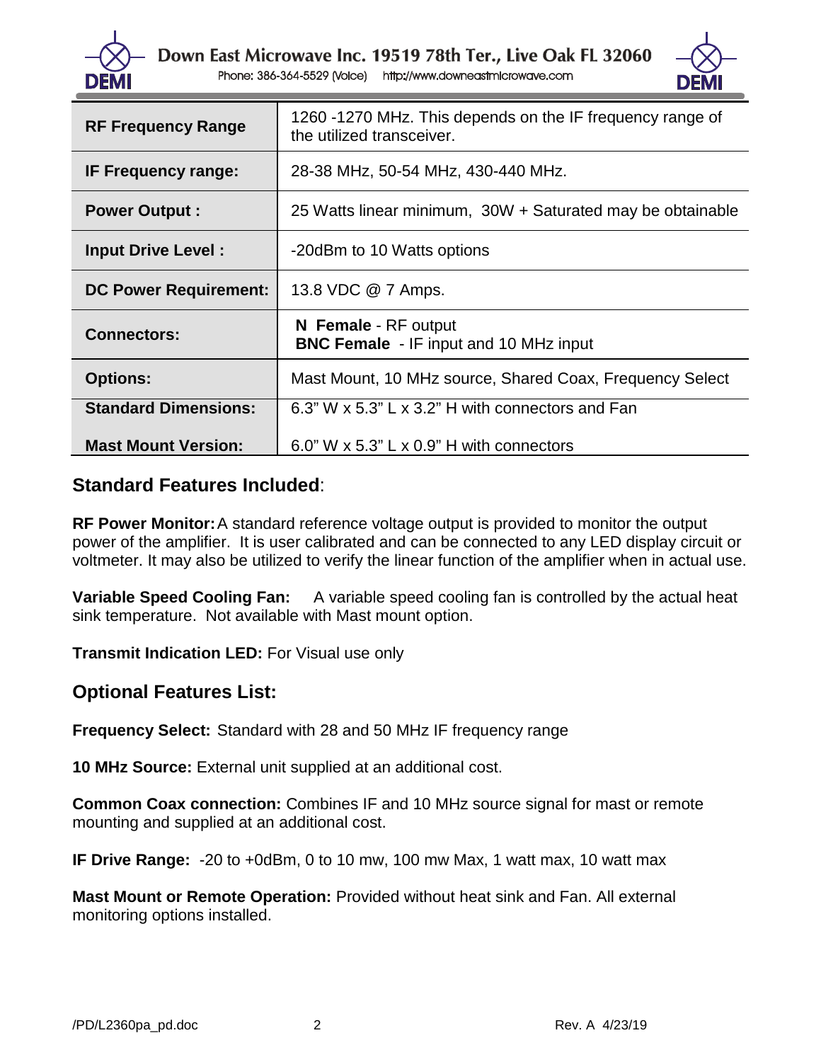| | |
|---|---|
| **RF Frequency Range** | 1260 -1270 MHz. This depends on the IF frequency range of the utilized transceiver. |
| **IF Frequency range:** | 28-38 MHz, 50-54 MHz, 430-440 MHz. |
| **Power Output :** | 25 Watts linear minimum, 30W + Saturated may be obtainable |
| **Input Drive Level :** | -20dBm to 10 Watts options |
| **DC Power Requirement:** | 13.8 VDC @ 7 Amps. |
| **Connectors:** | **N Female** - RF output<br>**BNC Female** - IF input and 10 MHz input |
| **Options:** | Mast Mount, 10 MHz source, Shared Coax, Frequency Select |
| **Standard Dimensions:** | 6.3" W x 5.3" L x 3.2" H with connectors and Fan |
| **Mast Mount Version:** | 6.0" W x 5.3" L x 0.9" H with connectors |

## Standard Features Included:

**RF Power Monitor:** A standard reference voltage output is provided to monitor the output power of the amplifier. It is user calibrated and can be connected to any LED display circuit or voltmeter. It may also be utilized to verify the linear function of the amplifier when in actual use.

**Variable Speed Cooling Fan:** A variable speed cooling fan is controlled by the actual heat sink temperature. Not available with Mast mount option.

**Transmit Indication LED:** For Visual use only

## Optional Features List:

**Frequency Select:** Standard with 28 and 50 MHz IF frequency range

**10 MHz Source:** External unit supplied at an additional cost.

**Common Coax connection:** Combines IF and 10 MHz source signal for mast or remote mounting and supplied at an additional cost.

**IF Drive Range:** -20 to +0dBm, 0 to 10 mw, 100 mw Max, 1 watt max, 10 watt max

**Mast Mount or Remote Operation:** Provided without heat sink and Fan. All external monitoring options installed.